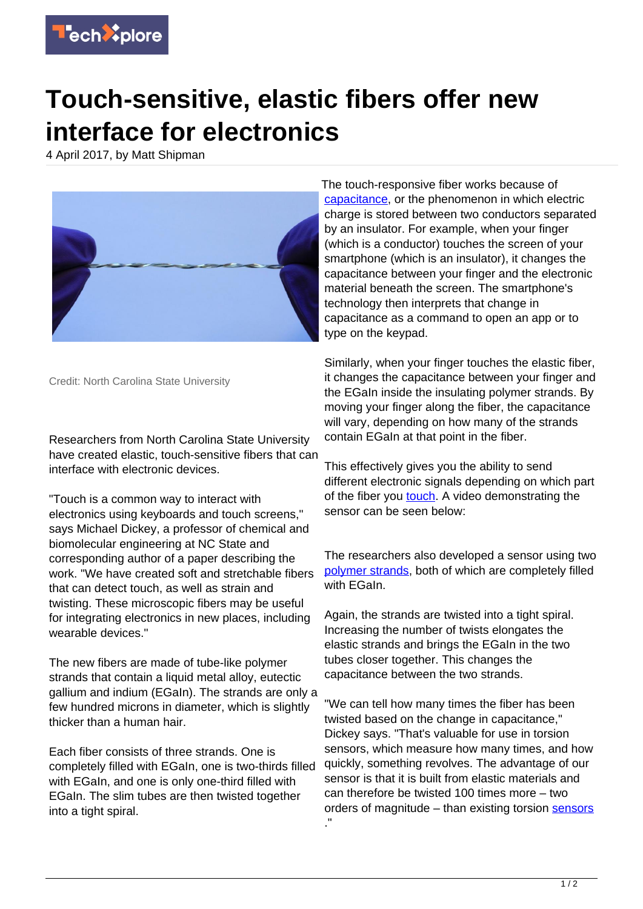# Touch-sensitive, elastic fibers offer new interface for electronics

4 April 2017, by Matt Shipman

Credit: North Carolina State University

Researchers from North Carolina State University have created elastic, touch-sensitive fibers that can interface with electronic devices.

"Touch is a common way to interact with electronics using keyboards and touch screens," says Michael Dickey, a professor of chemical and biomolecular engineering at NC State and corresponding author of a paper describing the work. "We have created soft and stretchable fibers that can detect touch, as well as strain and twisting. These microscopic fibers may be useful for integrating electronics in new places, including wearable devices."

The new fibers are made of tube-like polymer strands that contain a liquid metal alloy, eutectic gallium and indium (EGaIn). The strands are only a few hundred microns in diameter, which is slightly thicker than a human hair.

Each fiber consists of three strands. One is completely filled with EGaIn, one is two-thirds filled with EGaIn, and one is only one-third filled with EGaIn. The slim tubes are then twisted together into a tight spiral.

The touch-responsive fiber works because of capacitance, or the phenomenon in which electric charge is stored between two conductors separated by an insulator. For example, when your finger (which is a conductor) touches the screen of your smartphone (which is an insulator), it changes the capacitance between your finger and the electronic material beneath the screen. The smartphone's technology then interprets that change in capacitance as a command to open an app or to type on the keypad.

Similarly, when your finger touches the elastic fiber, it changes the capacitance between your finger and the EGaIn inside the insulating polymer strands. By moving your finger along the fiber, the capacitance will vary, depending on how many of the strands contain EGaIn at that point in the fiber.

This effectively gives you the ability to send different electronic signals depending on which part of the fiber you touch. A video demonstrating the sensor can be seen below:

The researchers also developed a sensor using two polymer strands, both of which are completely filled with EGaIn.

Again, the strands are twisted into a tight spiral. Increasing the number of twists elongates the elastic strands and brings the EGaIn in the two tubes closer together. This changes the capacitance between the two strands.

"We can tell how many times the fiber has been twisted based on the change in capacitance," Dickey says. "That's valuable for use in torsion sensors, which measure how many times, and how quickly, something revolves. The advantage of our sensor is that it is built from elastic materials and can therefore be twisted 100 times more – two orders of magnitude – than existing torsion sensors."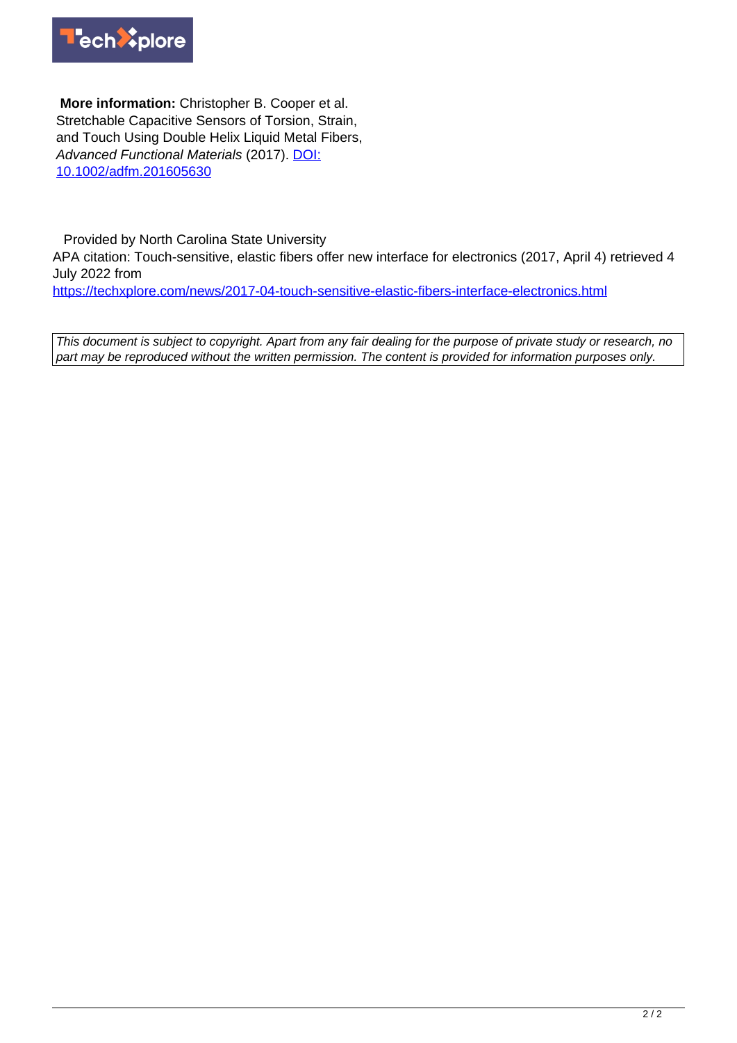**More information:** Christopher B. Cooper et al. Stretchable Capacitive Sensors of Torsion, Strain, and Touch Using Double Helix Liquid Metal Fibers, *Advanced Functional Materials* (2017). DOI: 10.1002/adfm.201605630

Provided by North Carolina State University

APA citation: Touch-sensitive, elastic fibers offer new interface for electronics (2017, April 4) retrieved 4 July 2022 from https://techxplore.com/news/2017-04-touch-sensitive-elastic-fibers-interface-electronics.html

*This document is subject to copyright. Apart from any fair dealing for the purpose of private study or research, no part may be reproduced without the written permission. The content is provided for information purposes only.*